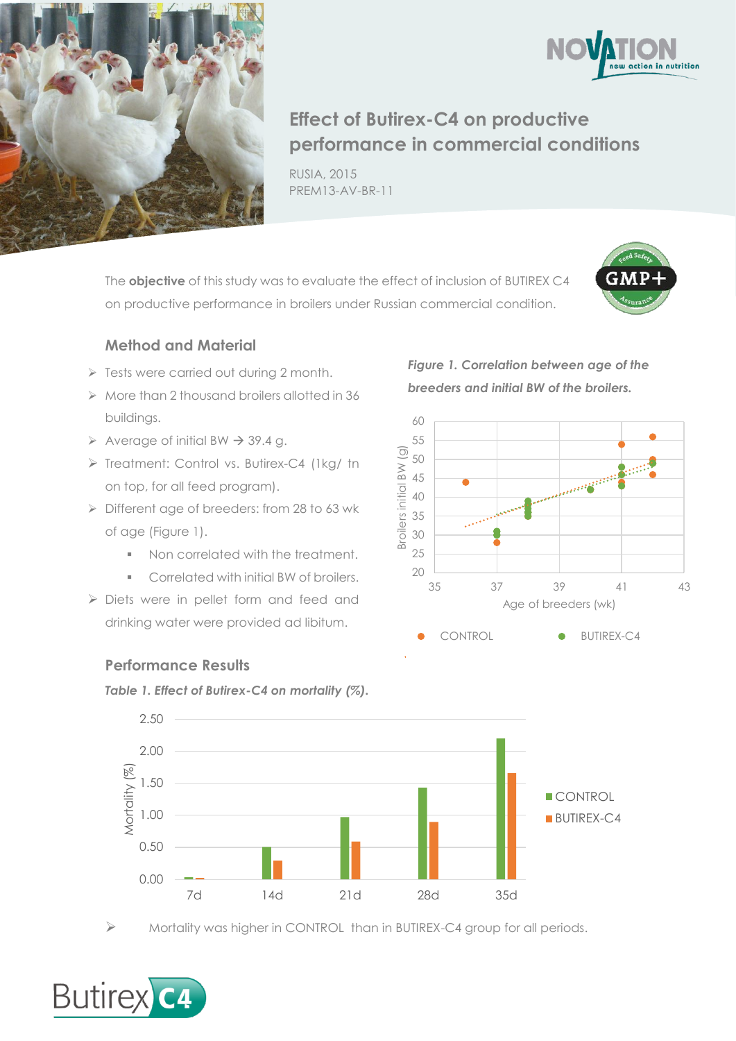# Effect of Butirex-C4 on productive performance in commercial conditions

RUSIA, 2015

PREM13-AV-BR-11

The **objective** of this study was to evaluate the effect of inclusion of BUTIREX C4 on productive performance in broilers under Russian commercial condition.

## Method and Material

- Tests were carried out during 2 month.
- More than 2 thousand broilers allotted in 36 buildings.
- Average of initial BW → 39.4 g.
- Treatment: Control vs. Butirex-C4 (1kg/ tn on top, for all feed program).
- Different age of breeders: from 28 to 63 wk of age (Figure 1).
  - Non correlated with the treatment.
  - Correlated with initial BW of broilers.
- Diets were in pellet form and feed and drinking water were provided ad libitum.

***Figure 1. Correlation between age of the breeders and initial BW of the broilers.***

## Performance Results

***Table 1. Effect of Butirex-C4 on mortality (%).***

- Mortality was higher in CONTROL than in BUTIREX-C4 group for all periods.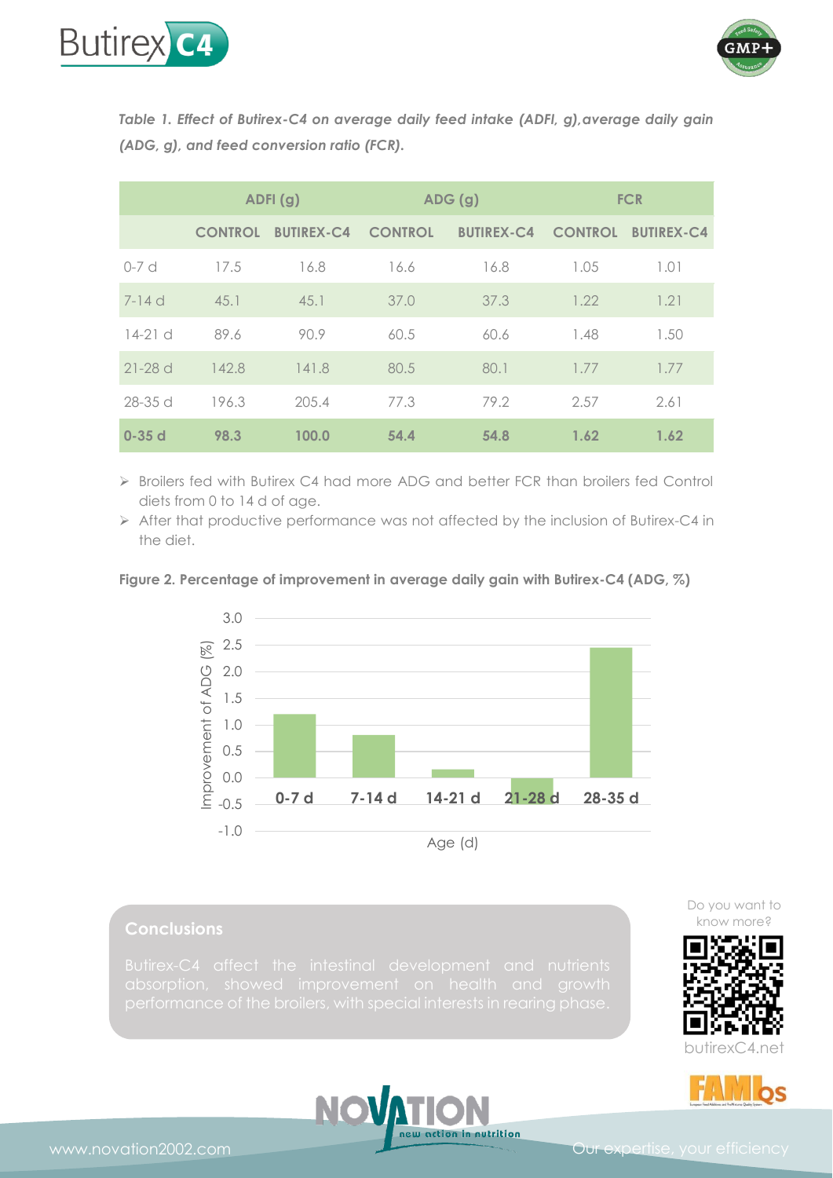*Table 1. Effect of Butirex-C4 on average daily feed intake (ADFI, g),average daily gain (ADG, g), and feed conversion ratio (FCR).*

| | ADFI (g) | | ADG (g) | | FCR | |
|---|---|---|---|---|---|---|
| | CONTROL | BUTIREX-C4 | CONTROL | BUTIREX-C4 | CONTROL | BUTIREX-C4 |
| 0-7 d | 17.5 | 16.8 | 16.6 | 16.8 | 1.05 | 1.01 |
| 7-14 d | 45.1 | 45.1 | 37.0 | 37.3 | 1.22 | 1.21 |
| 14-21 d | 89.6 | 90.9 | 60.5 | 60.6 | 1.48 | 1.50 |
| 21-28 d | 142.8 | 141.8 | 80.5 | 80.1 | 1.77 | 1.77 |
| 28-35 d | 196.3 | 205.4 | 77.3 | 79.2 | 2.57 | 2.61 |
| **0-35 d** | **98.3** | **100.0** | **54.4** | **54.8** | **1.62** | **1.62** |

- Broilers fed with Butirex C4 had more ADG and better FCR than broilers fed Control diets from 0 to 14 d of age.
- After that productive performance was not affected by the inclusion of Butirex-C4 in the diet.

**Figure 2. Percentage of improvement in average daily gain with Butirex-C4 (ADG, %)**

Improvement of ADG (%)
3.0
2.5
2.0
1.5
1.0
0.5
0.0
-0.5
-1.0
0-7 d
7-14 d
14-21 d
21-28 d
28-35 d
Age (d)

## Conclusions

Butirex-C4 affect the intestinal development and nutrients absorption, showed improvement on health and growth performance of the broilers, with special interests in rearing phase.

Do you want to know more?

butirexC4.net

www.novation2002.com

Our expertise, your efficiency